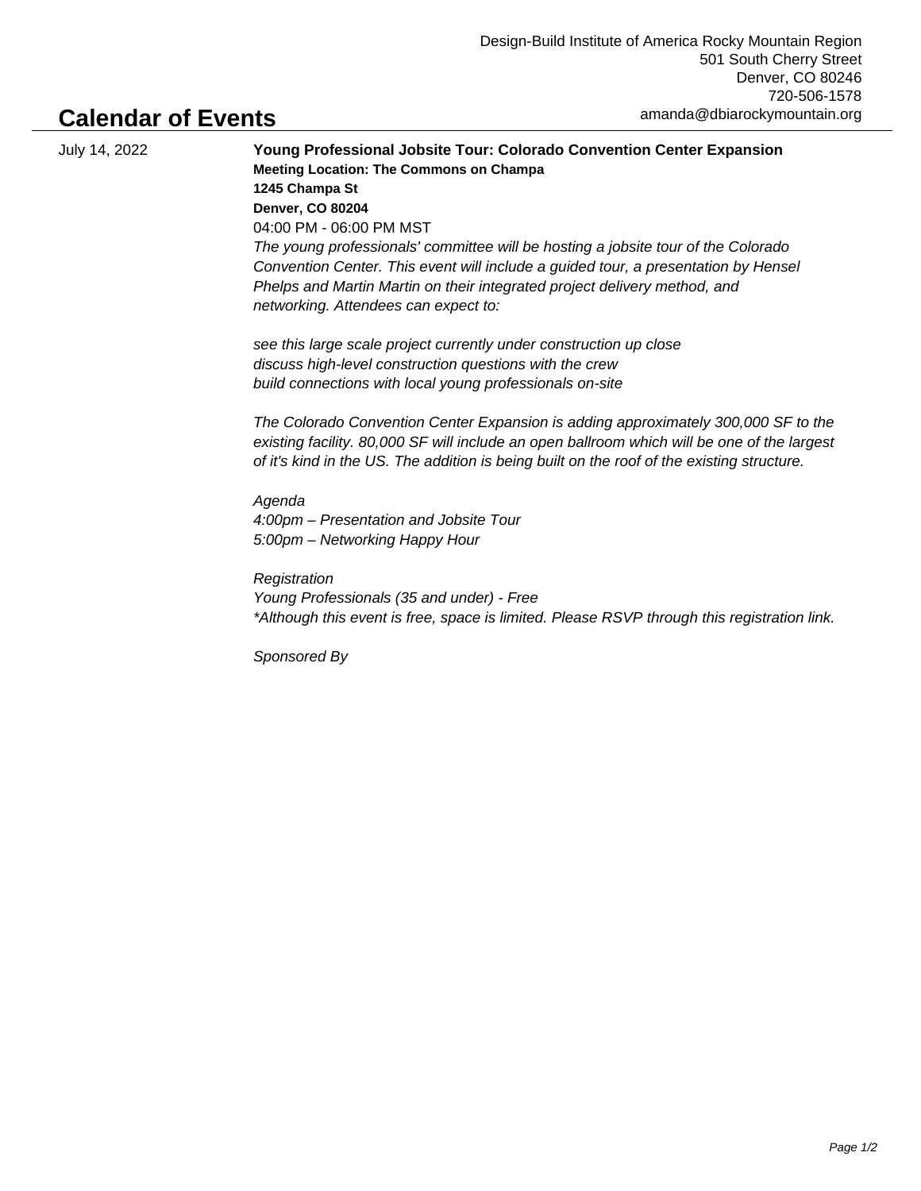Design-Build Institute of America Rocky Mountain Region
501 South Cherry Street
Denver, CO 80246
720-506-1578
amanda@dbiarockymountain.org

# Calendar of Events

July 14, 2022

**Young Professional Jobsite Tour: Colorado Convention Center Expansion**

**Meeting Location: The Commons on Champa**
**1245 Champa St**
**Denver, CO 80204**

04:00 PM - 06:00 PM MST

*The young professionals' committee will be hosting a jobsite tour of the Colorado Convention Center. This event will include a guided tour, a presentation by Hensel Phelps and Martin Martin on their integrated project delivery method, and networking. Attendees can expect to:*

*see this large scale project currently under construction up close*
*discuss high-level construction questions with the crew*
*build connections with local young professionals on-site*

*The Colorado Convention Center Expansion is adding approximately 300,000 SF to the existing facility. 80,000 SF will include an open ballroom which will be one of the largest of it's kind in the US. The addition is being built on the roof of the existing structure.*

*Agenda*
*4:00pm – Presentation and Jobsite Tour*
*5:00pm – Networking Happy Hour*

*Registration*
*Young Professionals (35 and under) - Free*
*\*Although this event is free, space is limited. Please RSVP through this registration link.*

*Sponsored By*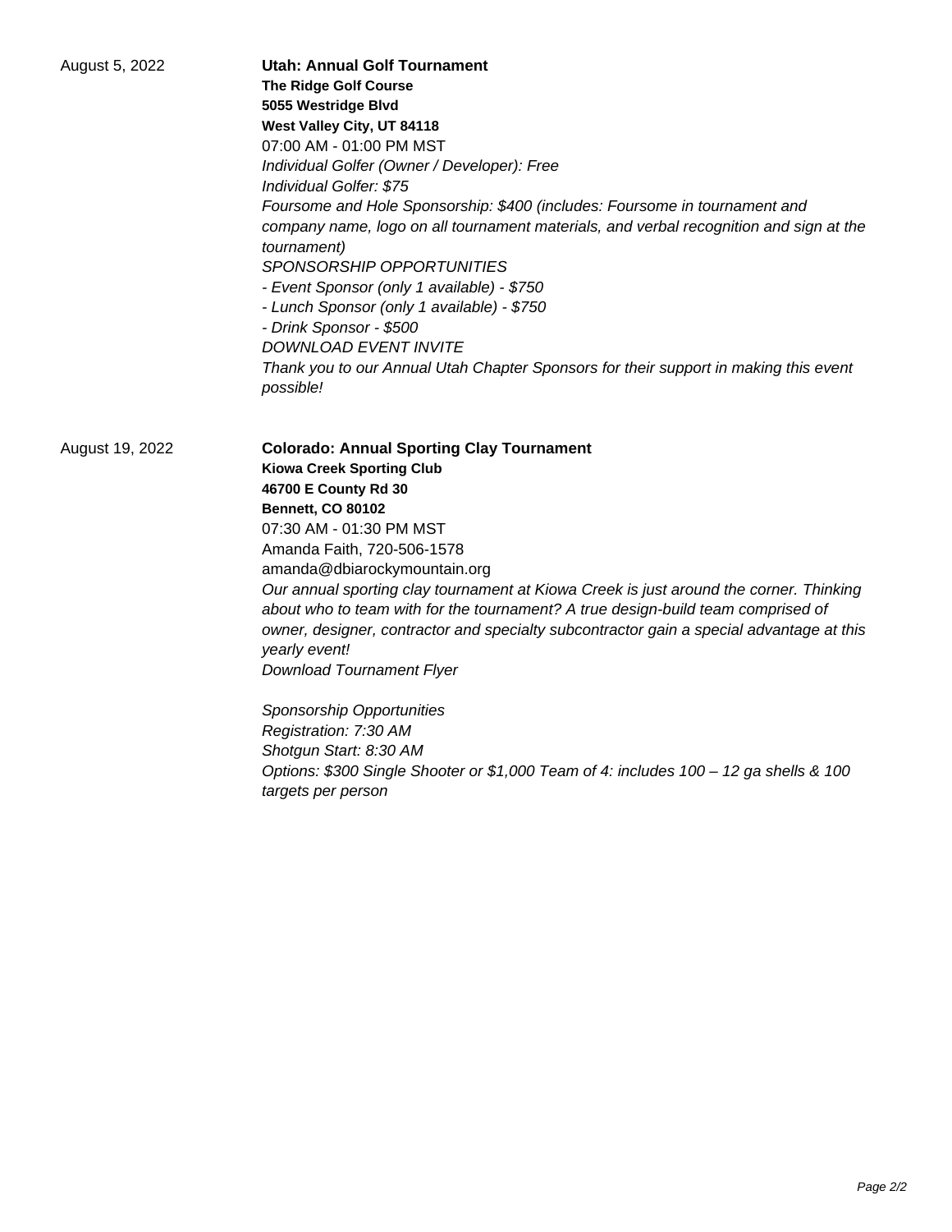August 5, 2022

**Utah: Annual Golf Tournament**
**The Ridge Golf Course**
**5055 Westridge Blvd**
**West Valley City, UT 84118**
07:00 AM - 01:00 PM MST
*Individual Golfer (Owner / Developer): Free*
*Individual Golfer: $75*
*Foursome and Hole Sponsorship: $400 (includes: Foursome in tournament and company name, logo on all tournament materials, and verbal recognition and sign at the tournament)*
*SPONSORSHIP OPPORTUNITIES*
*- Event Sponsor (only 1 available) - $750*
*- Lunch Sponsor (only 1 available) - $750*
*- Drink Sponsor - $500*
*DOWNLOAD EVENT INVITE*
*Thank you to our Annual Utah Chapter Sponsors for their support in making this event possible!*

August 19, 2022

**Colorado: Annual Sporting Clay Tournament**
**Kiowa Creek Sporting Club**
**46700 E County Rd 30**
**Bennett, CO 80102**
07:30 AM - 01:30 PM MST
Amanda Faith, 720-506-1578
amanda@dbiarockymountain.org
*Our annual sporting clay tournament at Kiowa Creek is just around the corner. Thinking about who to team with for the tournament? A true design-build team comprised of owner, designer, contractor and specialty subcontractor gain a special advantage at this yearly event!*
*Download Tournament Flyer*

*Sponsorship Opportunities*
*Registration: 7:30 AM*
*Shotgun Start: 8:30 AM*
*Options: $300 Single Shooter or $1,000 Team of 4: includes 100 – 12 ga shells & 100 targets per person*